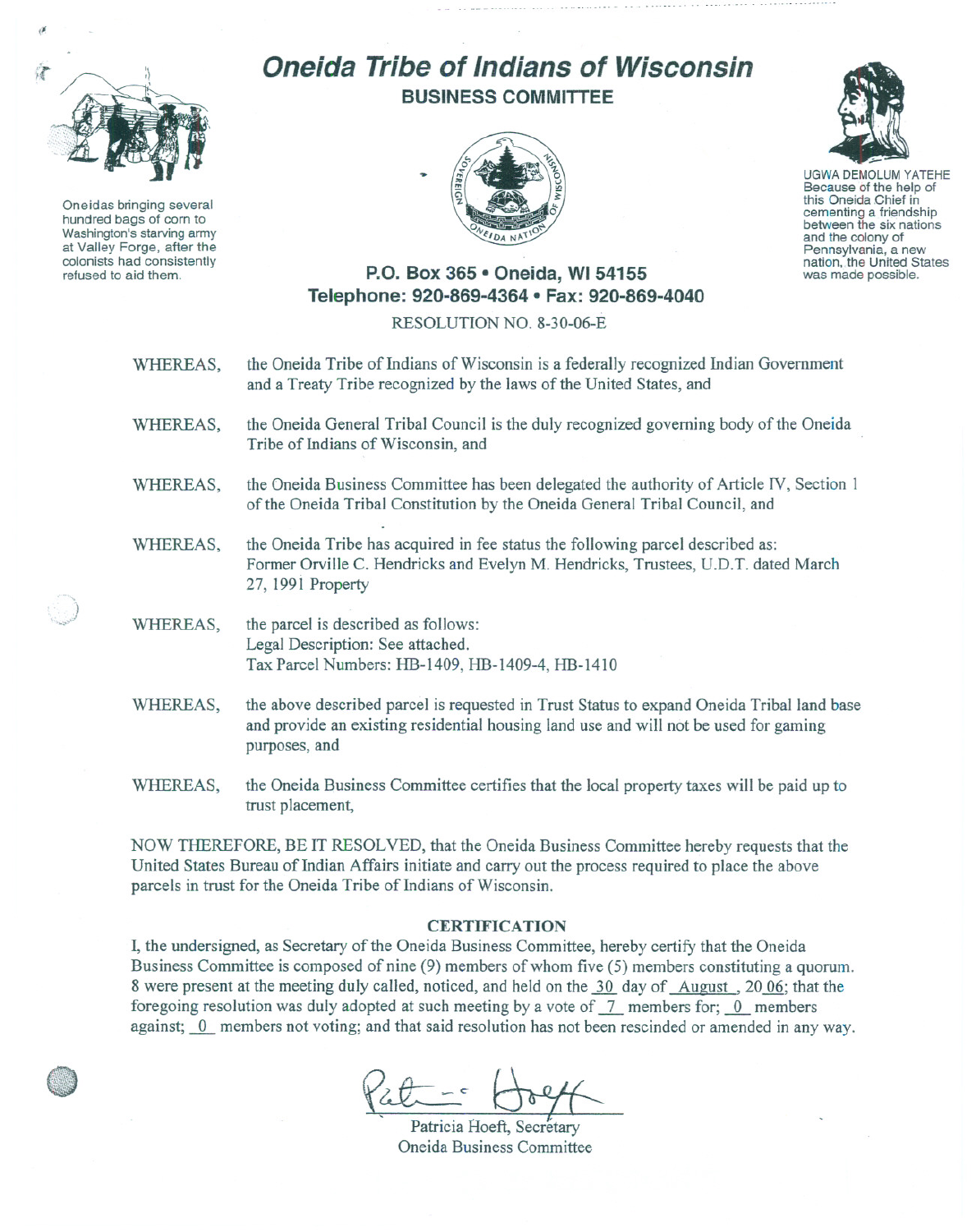# Oneida Tribe of Indians of Wisconsin

## BUSINESS COMMITTEE

Oneidas bringing several hundred bags of corn to Washington's starving army at Valley Forge, after the colonists had consistently refused to aid them.

UGWA DEMOLUM YATEHE
Because of the help of this Oneida Chief in cementing a friendship between the six nations and the colony of Pennsylvania, a new nation, the United States was made possible.

**P.O. Box 365 • Oneida, WI 54155**
**Telephone: 920-869-4364 • Fax: 920-869-4040**

RESOLUTION NO. 8-30-06-E

WHEREAS, the Oneida Tribe of Indians of Wisconsin is a federally recognized Indian Government and a Treaty Tribe recognized by the laws of the United States, and

WHEREAS, the Oneida General Tribal Council is the duly recognized governing body of the Oneida Tribe of Indians of Wisconsin, and

WHEREAS, the Oneida Business Committee has been delegated the authority of Article IV, Section 1 of the Oneida Tribal Constitution by the Oneida General Tribal Council, and

WHEREAS, the Oneida Tribe has acquired in fee status the following parcel described as: Former Orville C. Hendricks and Evelyn M. Hendricks, Trustees, U.D.T. dated March 27, 1991 Property

WHEREAS, the parcel is described as follows:
Legal Description: See attached.
Tax Parcel Numbers: HB-1409, HB-1409-4, HB-1410

WHEREAS, the above described parcel is requested in Trust Status to expand Oneida Tribal land base and provide an existing residential housing land use and will not be used for gaming purposes, and

WHEREAS, the Oneida Business Committee certifies that the local property taxes will be paid up to trust placement,

NOW THEREFORE, BE IT RESOLVED, that the Oneida Business Committee hereby requests that the United States Bureau of Indian Affairs initiate and carry out the process required to place the above parcels in trust for the Oneida Tribe of Indians of Wisconsin.

### CERTIFICATION

I, the undersigned, as Secretary of the Oneida Business Committee, hereby certify that the Oneida Business Committee is composed of nine (9) members of whom five (5) members constituting a quorum. 8 were present at the meeting duly called, noticed, and held on the 30 day of August, 2006; that the foregoing resolution was duly adopted at such meeting by a vote of 7 members for; 0 members against; 0 members not voting; and that said resolution has not been rescinded or amended in any way.

Patricia Hoeft, Secretary
Oneida Business Committee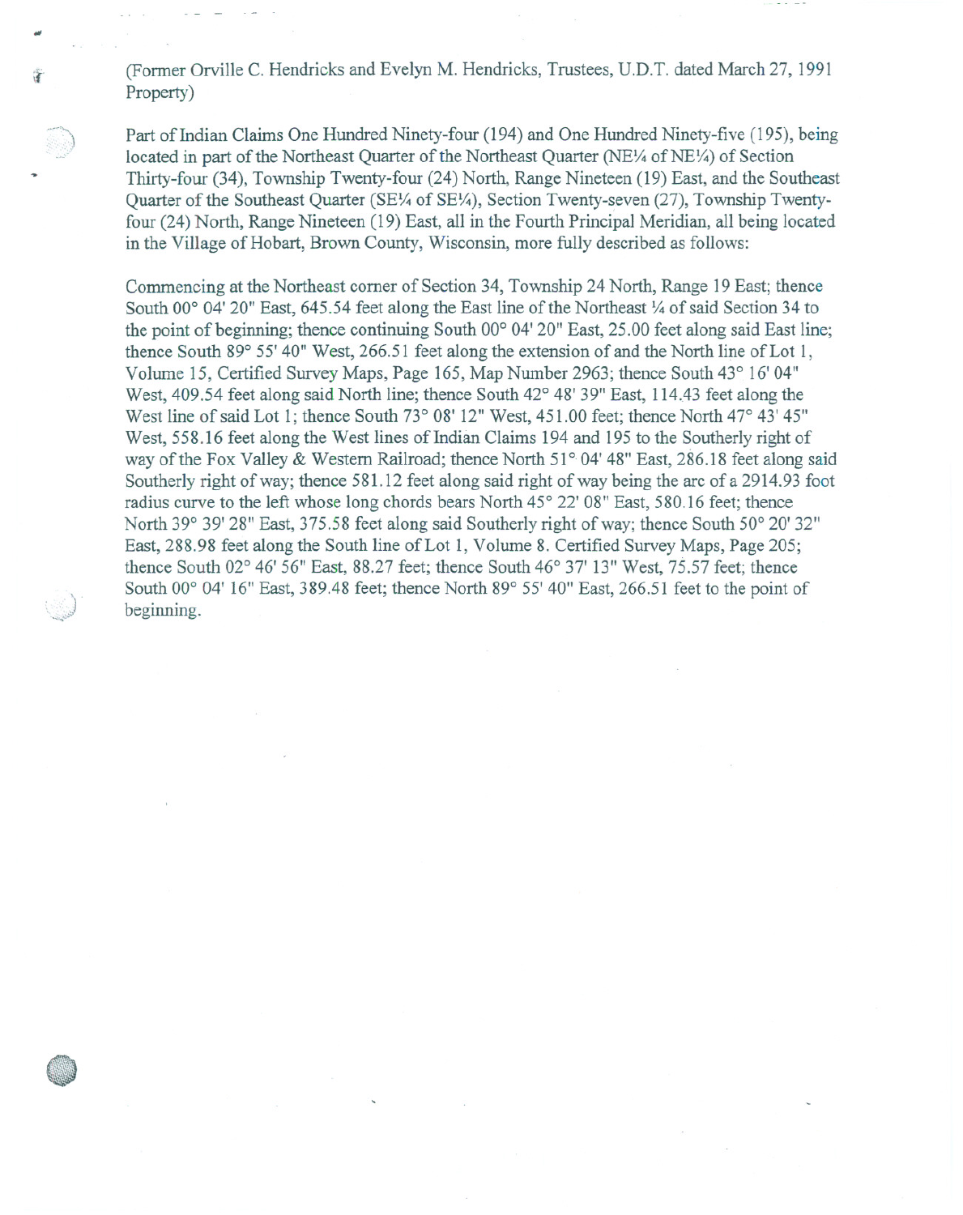(Former Orville C. Hendricks and Evelyn M. Hendricks, Trustees, U.D.T. dated March 27, 1991 Property)

Part of Indian Claims One Hundred Ninety-four (194) and One Hundred Ninety-five (195), being located in part of the Northeast Quarter of the Northeast Quarter (NE¼ of NE¼) of Section Thirty-four (34), Township Twenty-four (24) North, Range Nineteen (19) East, and the Southeast Quarter of the Southeast Quarter (SE¼ of SE¼), Section Twenty-seven (27), Township Twenty-four (24) North, Range Nineteen (19) East, all in the Fourth Principal Meridian, all being located in the Village of Hobart, Brown County, Wisconsin, more fully described as follows:

Commencing at the Northeast corner of Section 34, Township 24 North, Range 19 East; thence South 00° 04' 20" East, 645.54 feet along the East line of the Northeast ¼ of said Section 34 to the point of beginning; thence continuing South 00° 04' 20" East, 25.00 feet along said East line; thence South 89° 55' 40" West, 266.51 feet along the extension of and the North line of Lot 1, Volume 15, Certified Survey Maps, Page 165, Map Number 2963; thence South 43° 16' 04" West, 409.54 feet along said North line; thence South 42° 48' 39" East, 114.43 feet along the West line of said Lot 1; thence South 73° 08' 12" West, 451.00 feet; thence North 47° 43' 45" West, 558.16 feet along the West lines of Indian Claims 194 and 195 to the Southerly right of way of the Fox Valley & Western Railroad; thence North 51° 04' 48" East, 286.18 feet along said Southerly right of way; thence 581.12 feet along said right of way being the arc of a 2914.93 foot radius curve to the left whose long chords bears North 45° 22' 08" East, 580.16 feet; thence North 39° 39' 28" East, 375.58 feet along said Southerly right of way; thence South 50° 20' 32" East, 288.98 feet along the South line of Lot 1, Volume 8. Certified Survey Maps, Page 205; thence South 02° 46' 56" East, 88.27 feet; thence South 46° 37' 13" West, 75.57 feet; thence South 00° 04' 16" East, 389.48 feet; thence North 89° 55' 40" East, 266.51 feet to the point of beginning.